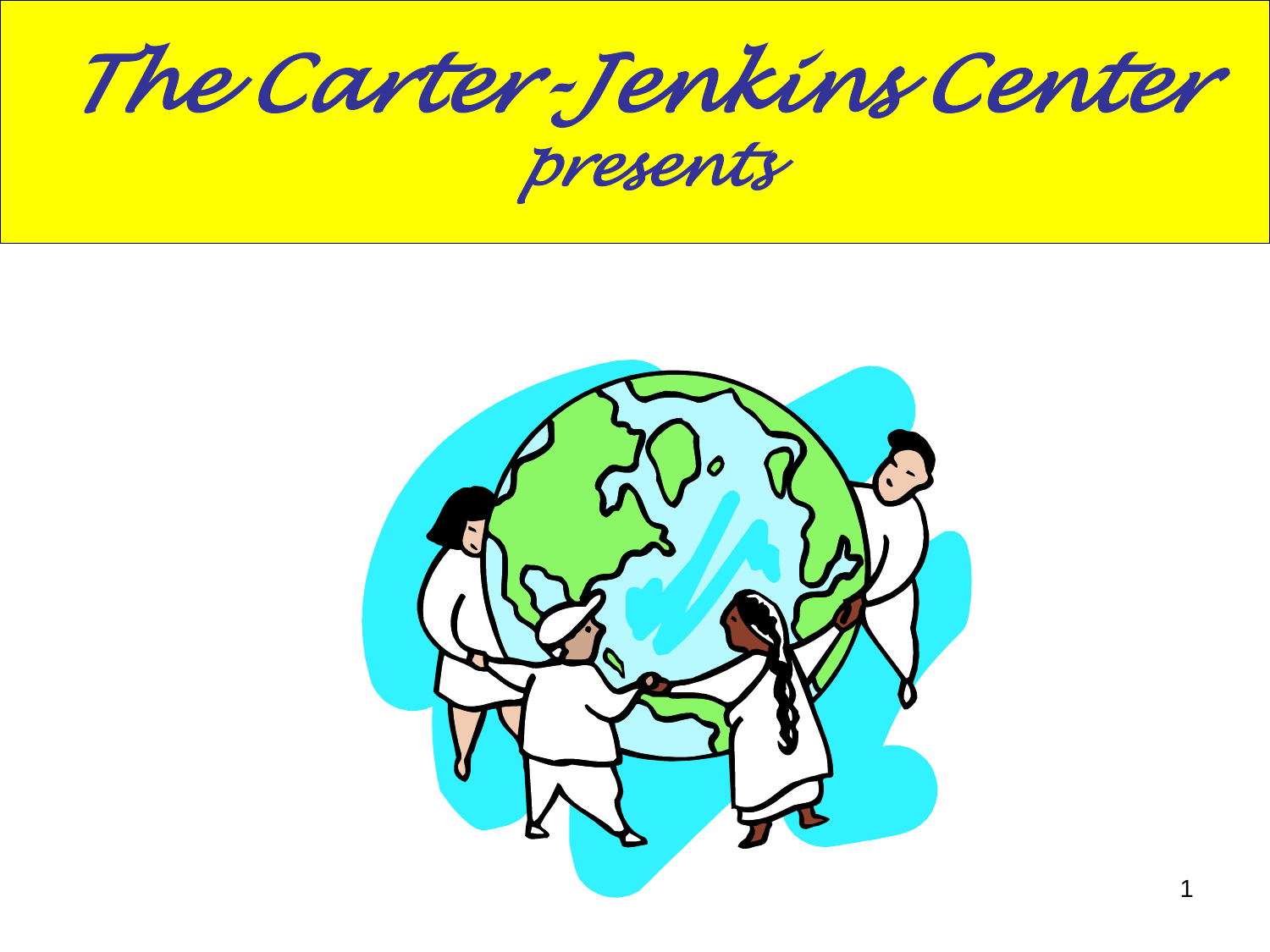# *The Carter-Jenkins Center*

*presents*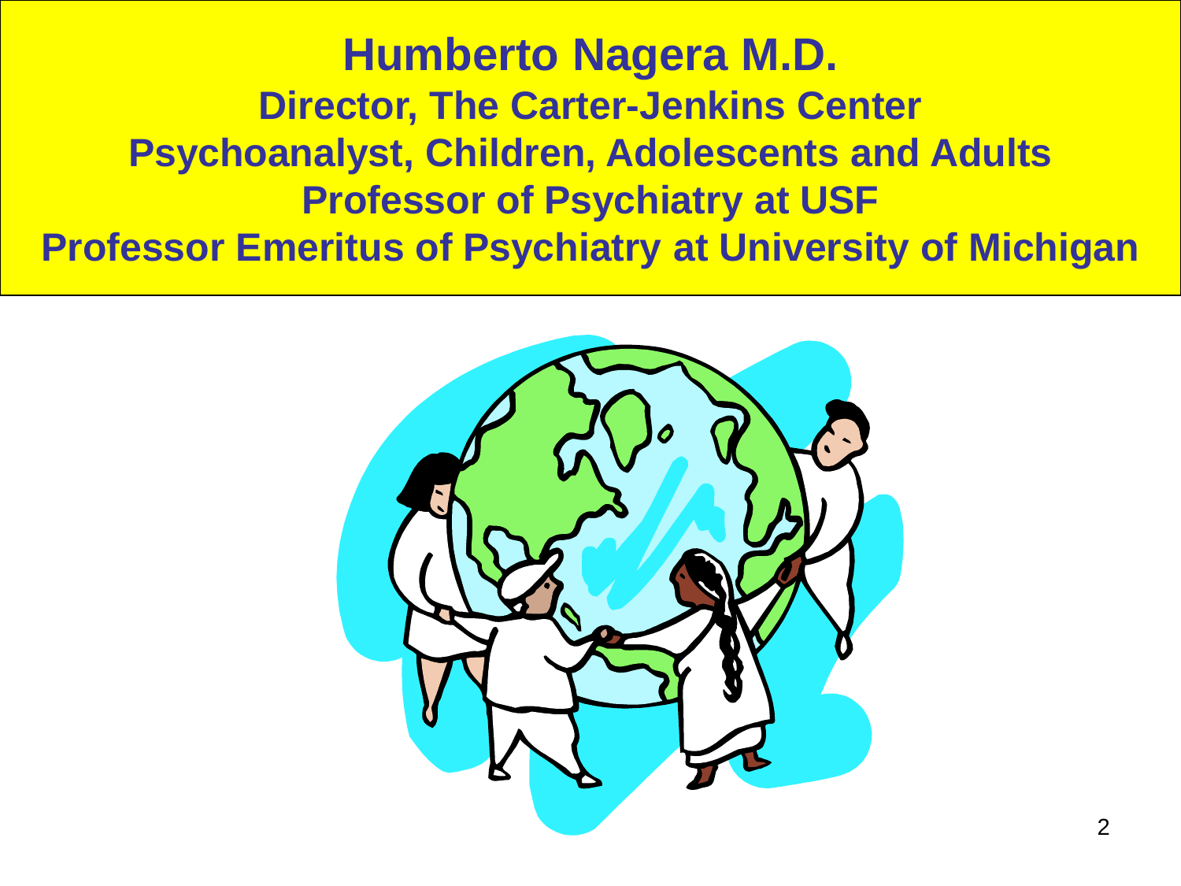# Humberto Nagera M.D.

**Director, The Carter-Jenkins Center**

**Psychoanalyst, Children, Adolescents and Adults**

**Professor of Psychiatry at USF**

**Professor Emeritus of Psychiatry at University of Michigan**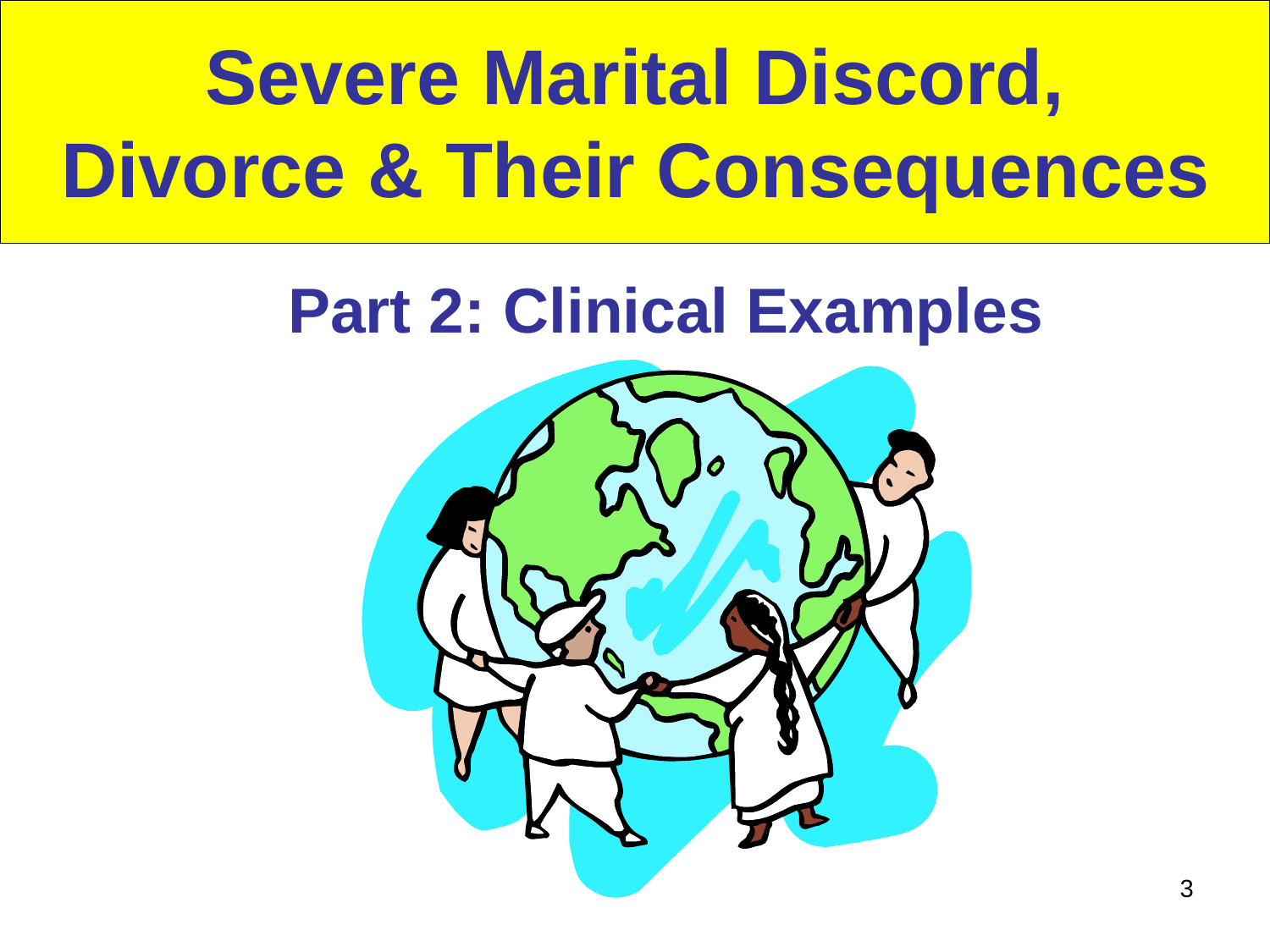# Severe Marital Discord, Divorce & Their Consequences

## Part 2: Clinical Examples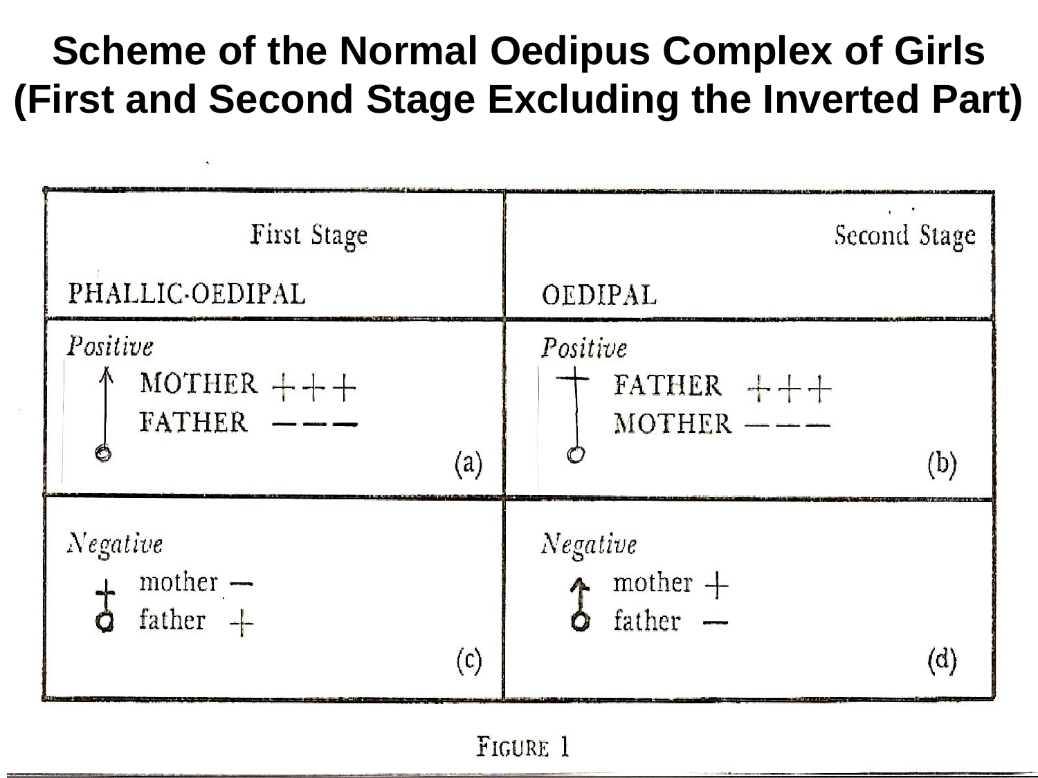# Scheme of the Normal Oedipus Complex of Girls (First and Second Stage Excluding the Inverted Part)

| First Stage | Second Stage |
|---|---|
| PHALLIC-OEDIPAL | OEDIPAL |
| *Positive*<br>♂ MOTHER +++<br>FATHER ——— (a) | *Positive*<br>♀ FATHER +++<br>MOTHER ——— (b) |
| *Negative*<br>♀ mother —<br>father + (c) | *Negative*<br>♂ mother +<br>father — (d) |

FIGURE 1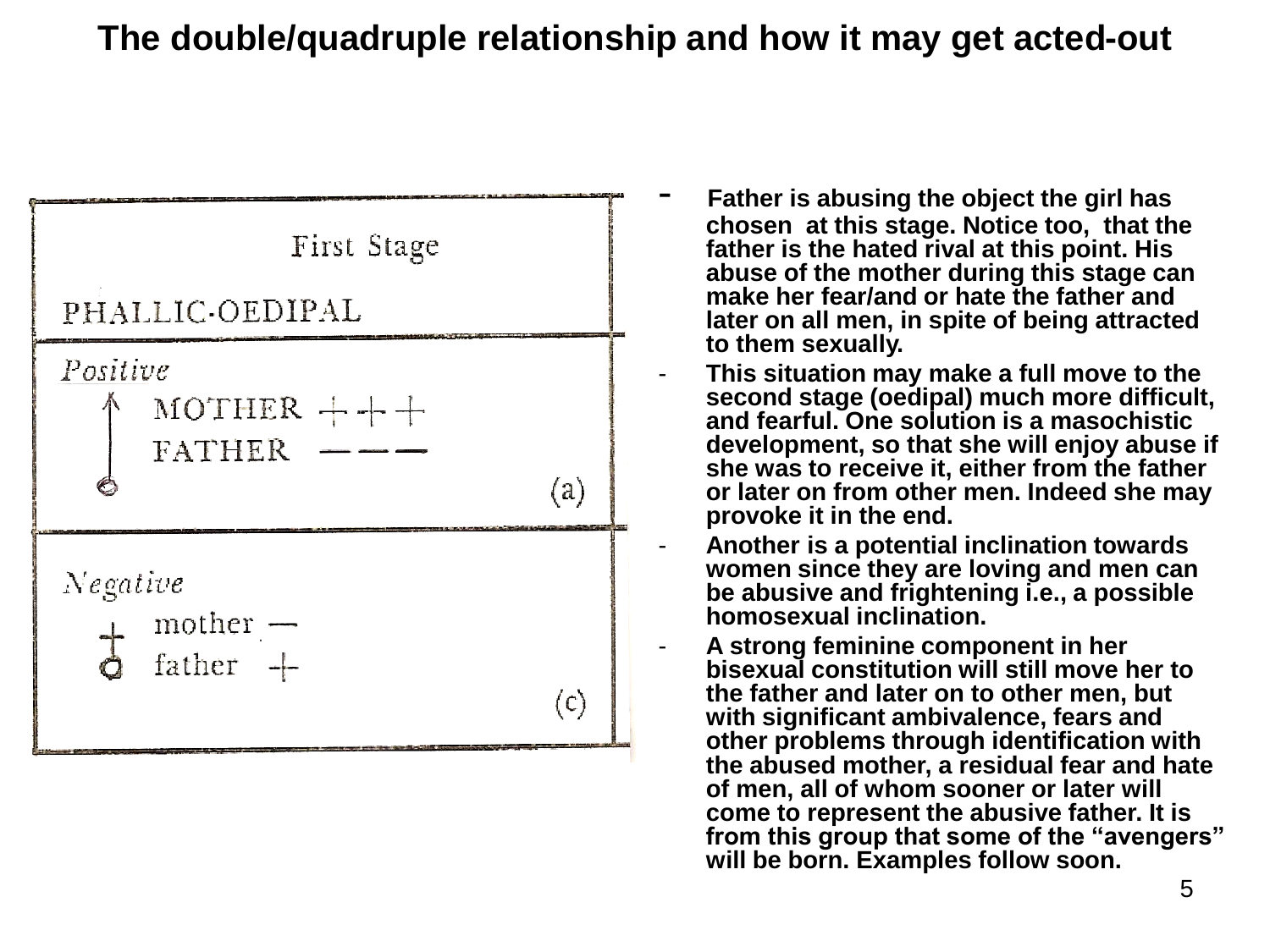# The double/quadruple relationship and how it may get acted-out

| First Stage | |
| --- | --- |
| PHALLIC-OEDIPAL | |
| *Positive* | |
| MOTHER | + + + |
| FATHER | — — — |
| | (a) |
| *Negative* | |
| mother | — |
| father | + |
| | (c) |

- Father is abusing the object the girl has chosen at this stage. Notice too, that the father is the hated rival at this point. His abuse of the mother during this stage can make her fear/and or hate the father and later on all men, in spite of being attracted to them sexually.
- This situation may make a full move to the second stage (oedipal) much more difficult, and fearful. One solution is a masochistic development, so that she will enjoy abuse if she was to receive it, either from the father or later on from other men. Indeed she may provoke it in the end.
- Another is a potential inclination towards women since they are loving and men can be abusive and frightening i.e., a possible homosexual inclination.
- A strong feminine component in her bisexual constitution will still move her to the father and later on to other men, but with significant ambivalence, fears and other problems through identification with the abused mother, a residual fear and hate of men, all of whom sooner or later will come to represent the abusive father. It is from this group that some of the "avengers" will be born. Examples follow soon.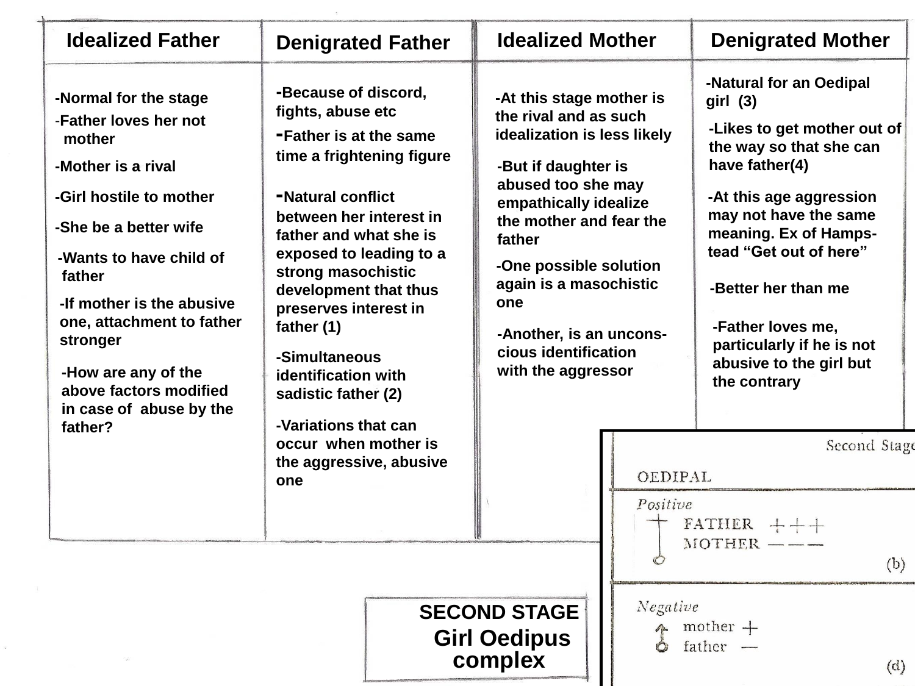| Idealized Father | Denigrated Father | Idealized Mother | Denigrated Mother |
|---|---|---|---|
| -Normal for the stage<br>-Father loves her not mother<br>-Mother is a rival<br>-Girl hostile to mother<br>-She be a better wife<br>-Wants to have child of father<br>-If mother is the abusive one, attachment to father stronger<br>-How are any of the above factors modified in case of abuse by the father? | -Because of discord, fights, abuse etc<br>-Father is at the same time a frightening figure<br>-Natural conflict between her interest in father and what she is exposed to leading to a strong masochistic development that thus preserves interest in father (1)<br>-Simultaneous identification with sadistic father (2)<br>-Variations that can occur when mother is the aggressive, abusive one | -At this stage mother is the rival and as such idealization is less likely<br>-But if daughter is abused too she may empathically idealize the mother and fear the father<br>-One possible solution again is a masochistic one<br>-Another, is an uncons-cious identification with the aggressor | -Natural for an Oedipal girl (3)<br>-Likes to get mother out of the way so that she can have father(4)<br>-At this age aggression may not have the same meaning. Ex of Hamps-tead "Get out of here"<br>-Better her than me<br>-Father loves me, particularly if he is not abusive to the girl but the contrary |

Second Stage

OEDIPAL

*Positive*

FATHER + + +
MOTHER — — —

(b)

*Negative*

mother +
father —

(d)

**SECOND STAGE**

**Girl Oedipus complex**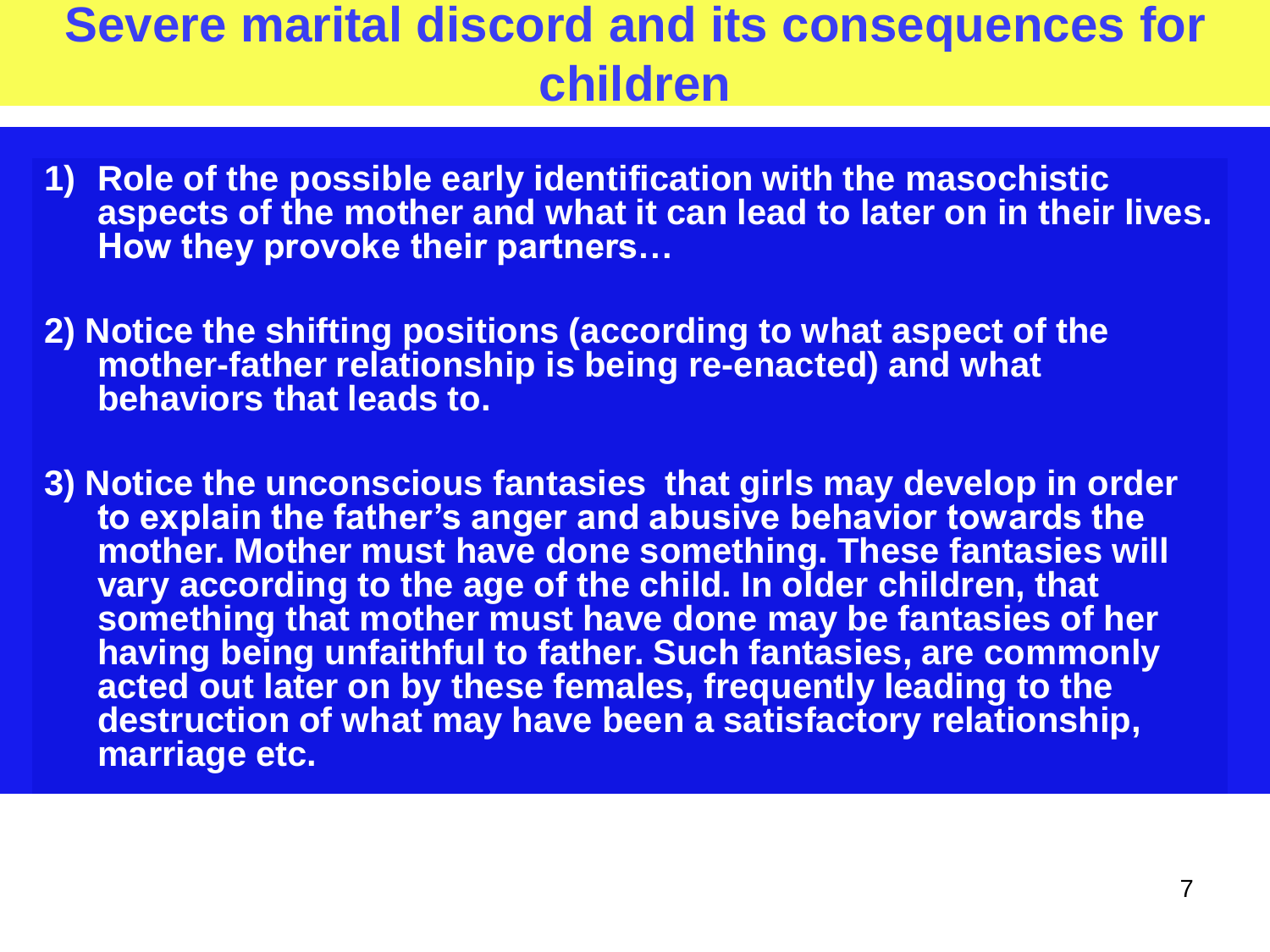# Severe marital discord and its consequences for children

1) Role of the possible early identification with the masochistic aspects of the mother and what it can lead to later on in their lives. How they provoke their partners…

2) Notice the shifting positions (according to what aspect of the mother-father relationship is being re-enacted) and what behaviors that leads to.

3) Notice the unconscious fantasies that girls may develop in order to explain the father's anger and abusive behavior towards the mother. Mother must have done something. These fantasies will vary according to the age of the child. In older children, that something that mother must have done may be fantasies of her having being unfaithful to father. Such fantasies, are commonly acted out later on by these females, frequently leading to the destruction of what may have been a satisfactory relationship, marriage etc.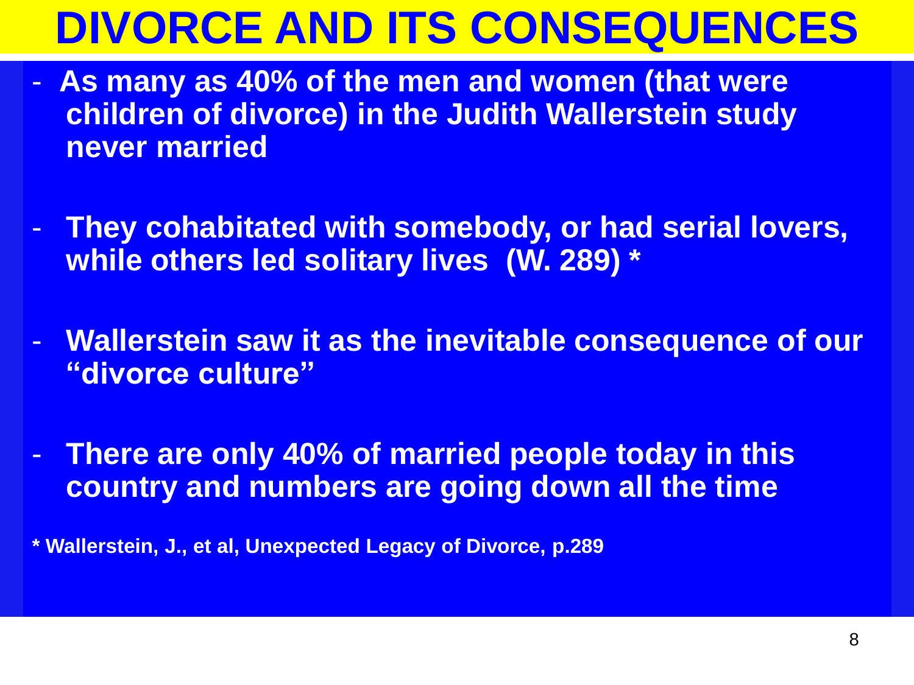# DIVORCE AND ITS CONSEQUENCES

- **As many as 40% of the men and women (that were children of divorce) in the Judith Wallerstein study never married**
- **They cohabitated with somebody, or had serial lovers, while others led solitary lives (W. 289) ***
- **Wallerstein saw it as the inevitable consequence of our "divorce culture"**
- **There are only 40% of married people today in this country and numbers are going down all the time**

**\* Wallerstein, J., et al, Unexpected Legacy of Divorce, p.289**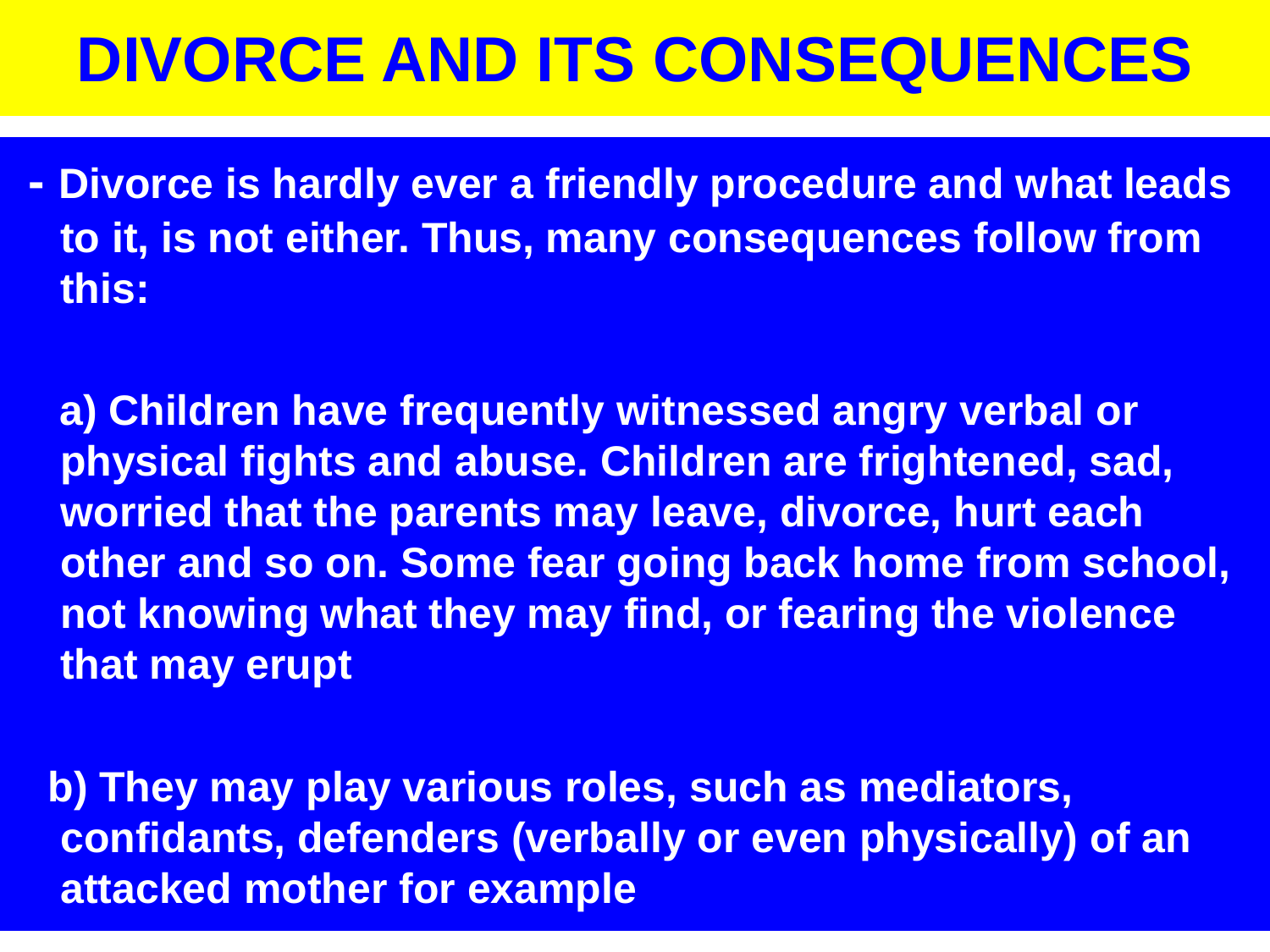# DIVORCE AND ITS CONSEQUENCES

- **Divorce is hardly ever a friendly procedure and what leads to it, is not either. Thus, many consequences follow from this:**

**a) Children have frequently witnessed angry verbal or physical fights and abuse. Children are frightened, sad, worried that the parents may leave, divorce, hurt each other and so on. Some fear going back home from school, not knowing what they may find, or fearing the violence that may erupt**

**b) They may play various roles, such as mediators, confidants, defenders (verbally or even physically) of an attacked mother for example**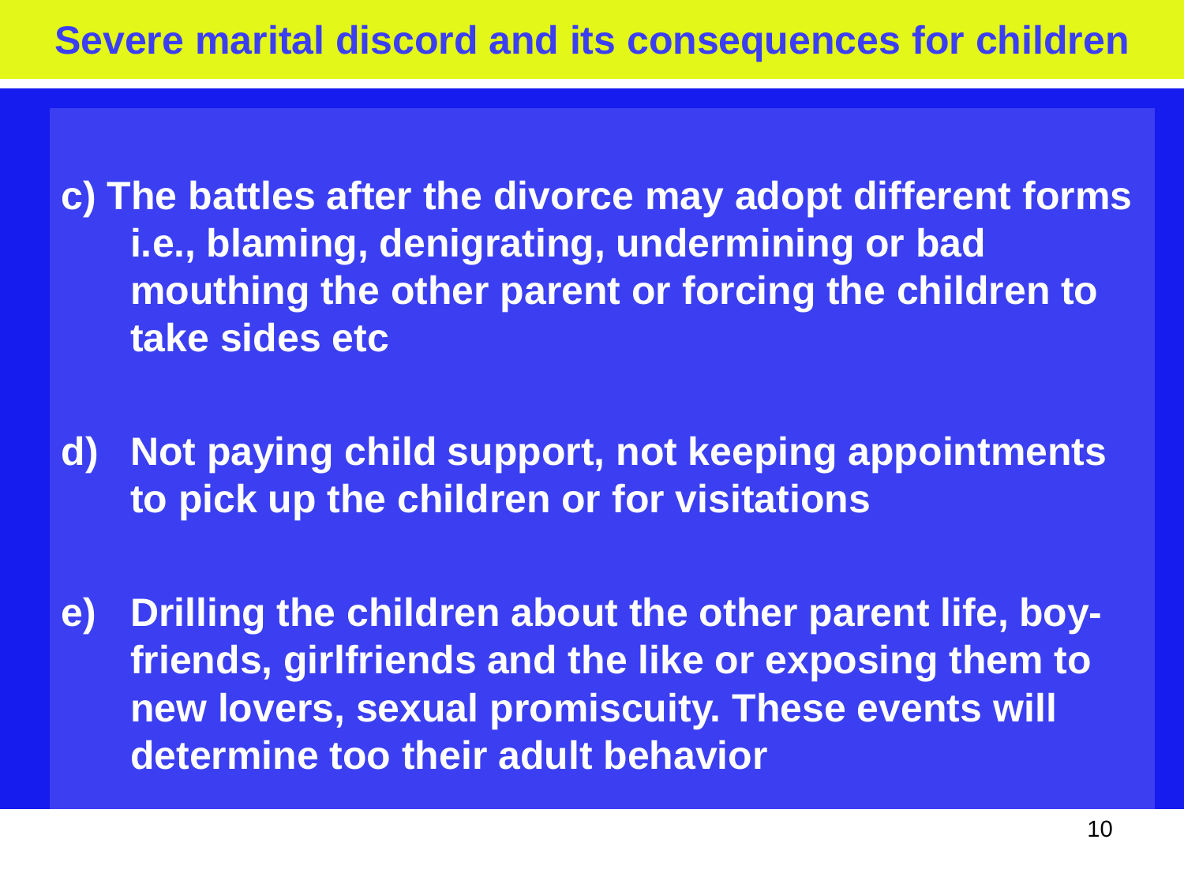# Severe marital discord and its consequences for children

c) The battles after the divorce may adopt different forms i.e., blaming, denigrating, undermining or bad mouthing the other parent or forcing the children to take sides etc

d) Not paying child support, not keeping appointments to pick up the children or for visitations

e) Drilling the children about the other parent life, boy-friends, girlfriends and the like or exposing them to new lovers, sexual promiscuity. These events will determine too their adult behavior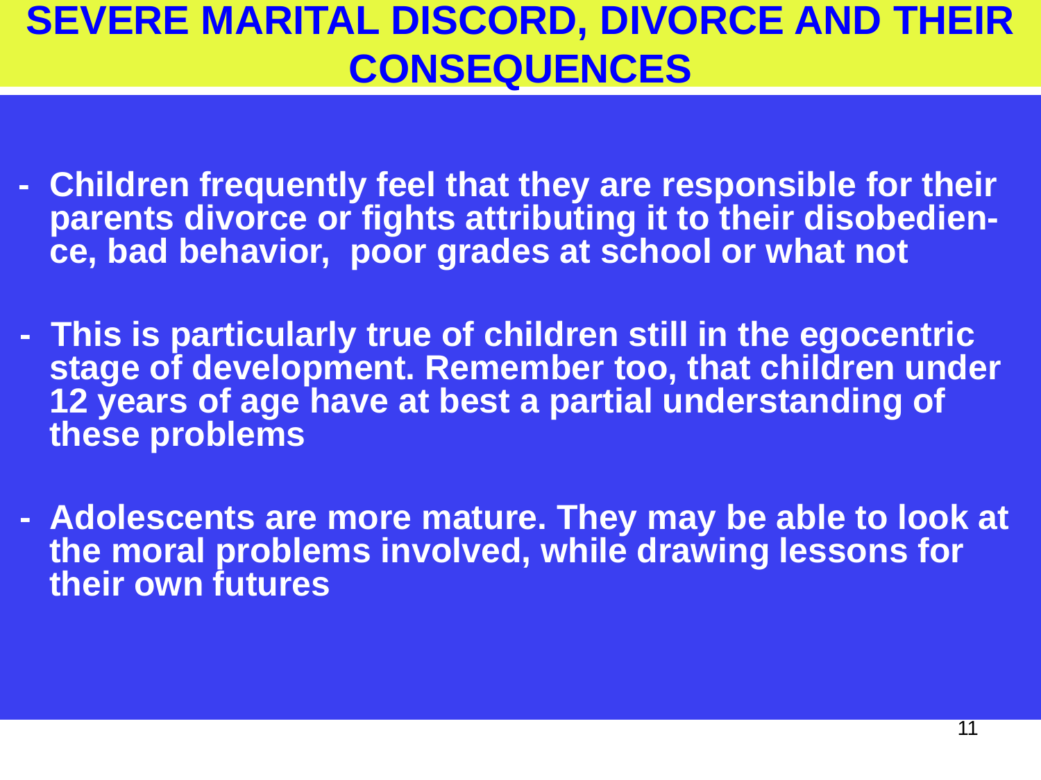# SEVERE MARITAL DISCORD, DIVORCE AND THEIR CONSEQUENCES

- Children frequently feel that they are responsible for their parents divorce or fights attributing it to their disobedience, bad behavior, poor grades at school or what not

- This is particularly true of children still in the egocentric stage of development. Remember too, that children under 12 years of age have at best a partial understanding of these problems

- Adolescents are more mature. They may be able to look at the moral problems involved, while drawing lessons for their own futures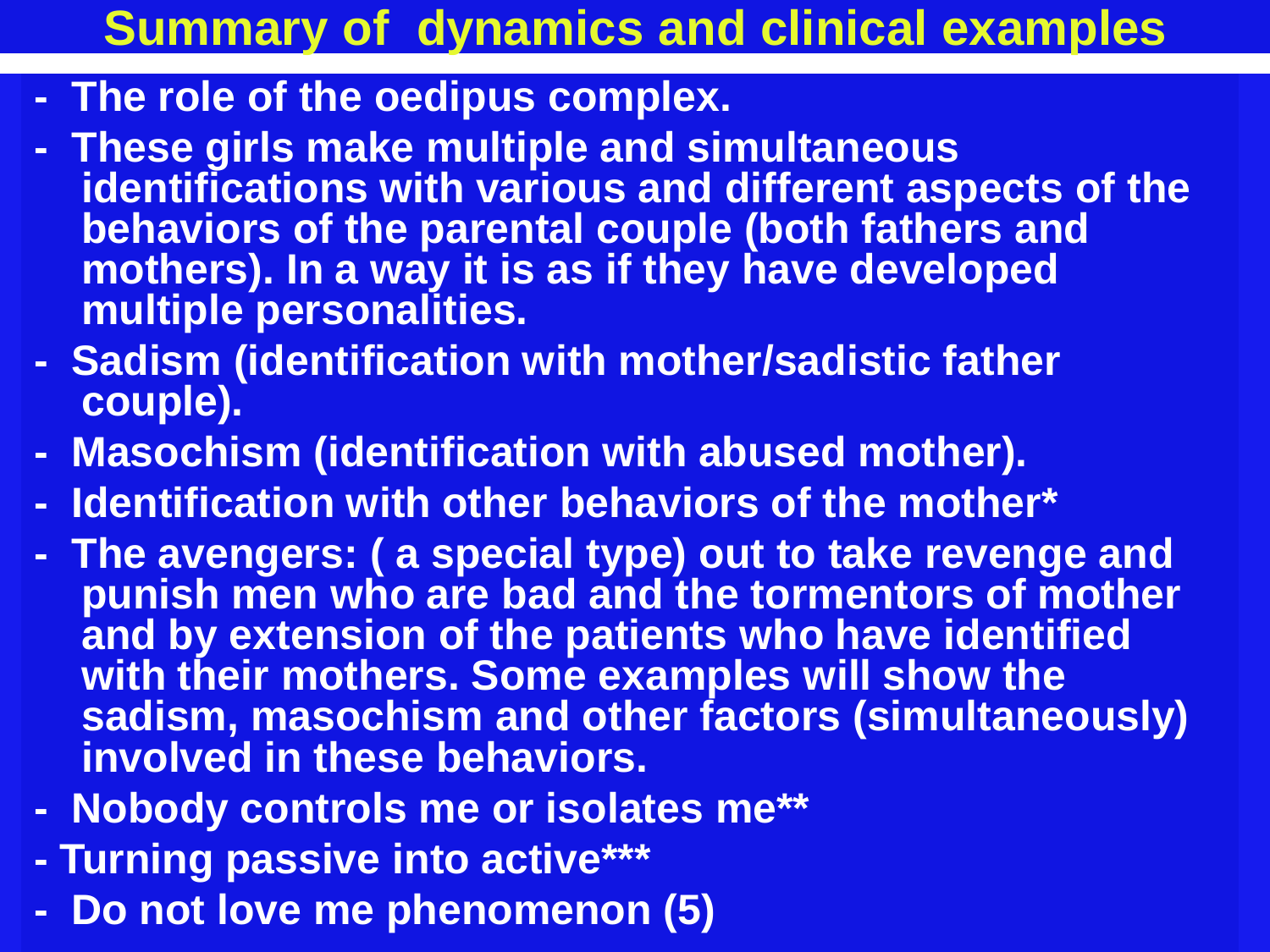# Summary of dynamics and clinical examples

- The role of the oedipus complex.
- These girls make multiple and simultaneous identifications with various and different aspects of the behaviors of the parental couple (both fathers and mothers). In a way it is as if they have developed multiple personalities.
- Sadism (identification with mother/sadistic father couple).
- Masochism (identification with abused mother).
- Identification with other behaviors of the mother*
- The avengers: ( a special type) out to take revenge and punish men who are bad and the tormentors of mother and by extension of the patients who have identified with their mothers. Some examples will show the sadism, masochism and other factors (simultaneously) involved in these behaviors.
- Nobody controls me or isolates me**
- Turning passive into active***
- Do not love me phenomenon (5)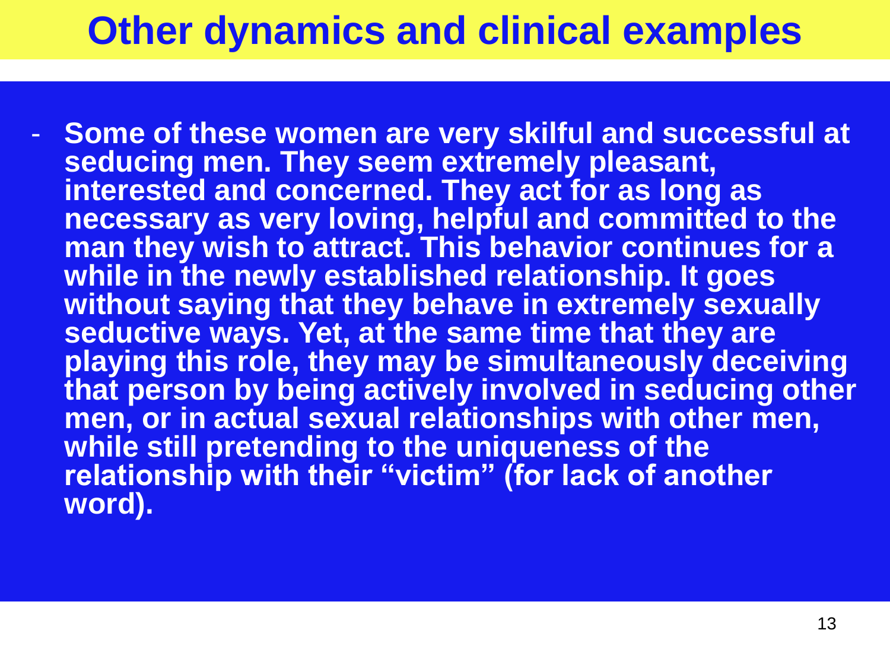# Other dynamics and clinical examples

- **Some of these women are very skilful and successful at seducing men. They seem extremely pleasant, interested and concerned. They act for as long as necessary as very loving, helpful and committed to the man they wish to attract. This behavior continues for a while in the newly established relationship. It goes without saying that they behave in extremely sexually seductive ways. Yet, at the same time that they are playing this role, they may be simultaneously deceiving that person by being actively involved in seducing other men, or in actual sexual relationships with other men, while still pretending to the uniqueness of the relationship with their "victim" (for lack of another word).**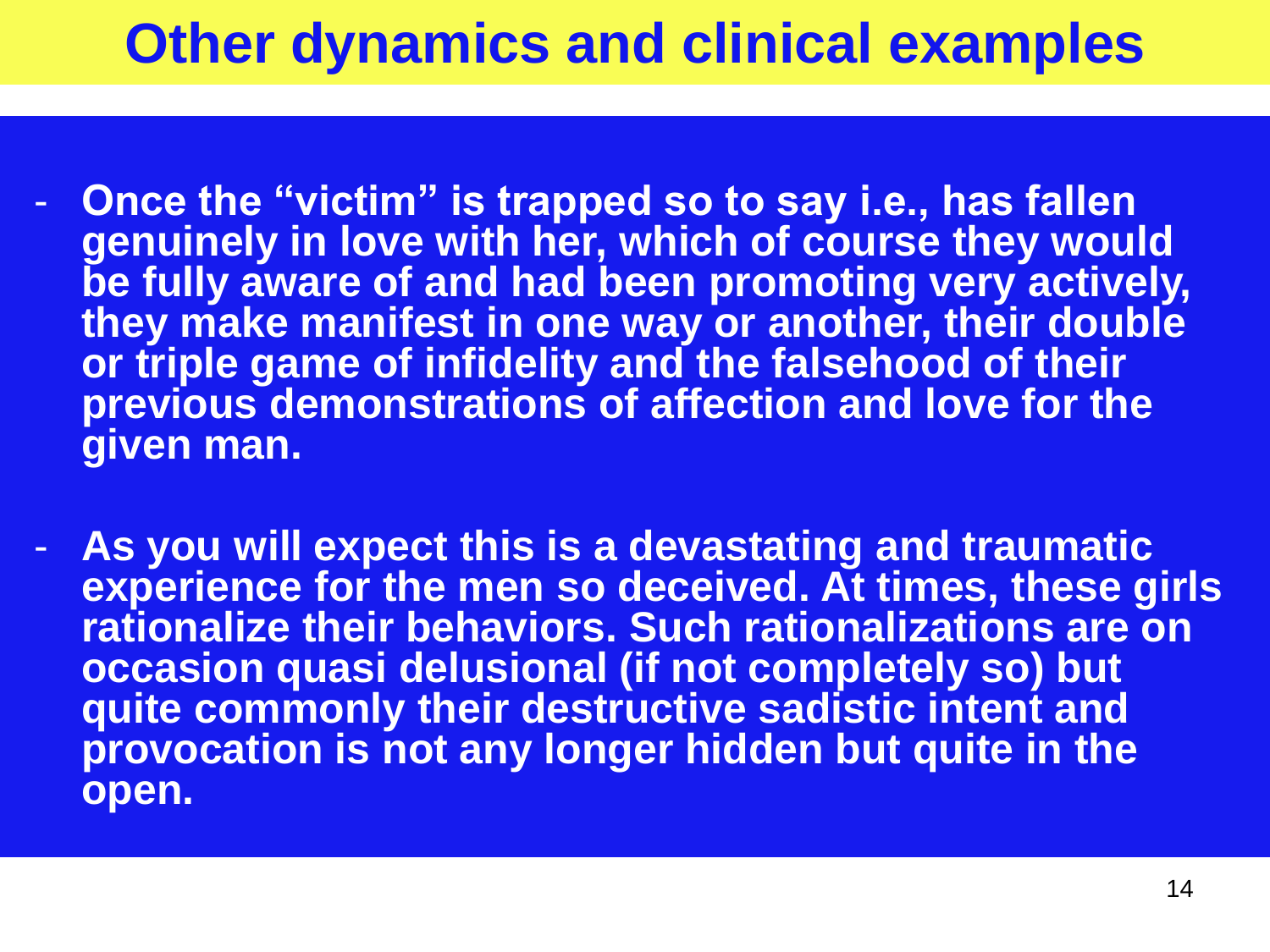# Other dynamics and clinical examples

- **Once the "victim" is trapped so to say i.e., has fallen genuinely in love with her, which of course they would be fully aware of and had been promoting very actively, they make manifest in one way or another, their double or triple game of infidelity and the falsehood of their previous demonstrations of affection and love for the given man.**

- **As you will expect this is a devastating and traumatic experience for the men so deceived. At times, these girls rationalize their behaviors. Such rationalizations are on occasion quasi delusional (if not completely so) but quite commonly their destructive sadistic intent and provocation is not any longer hidden but quite in the open.**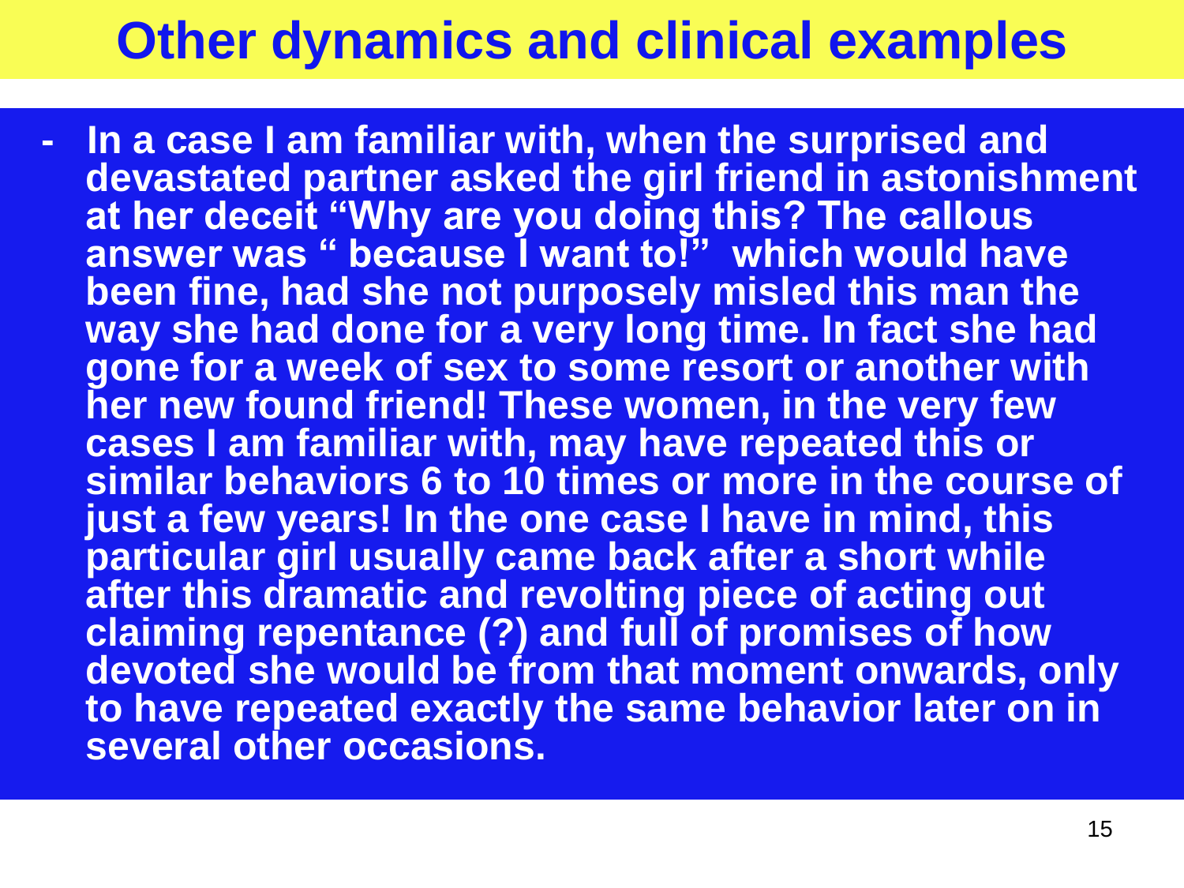# Other dynamics and clinical examples

- In a case I am familiar with, when the surprised and devastated partner asked the girl friend in astonishment at her deceit “Why are you doing this? The callous answer was “ because I want to!” which would have been fine, had she not purposely misled this man the way she had done for a very long time. In fact she had gone for a week of sex to some resort or another with her new found friend! These women, in the very few cases I am familiar with, may have repeated this or similar behaviors 6 to 10 times or more in the course of just a few years! In the one case I have in mind, this particular girl usually came back after a short while after this dramatic and revolting piece of acting out claiming repentance (?) and full of promises of how devoted she would be from that moment onwards, only to have repeated exactly the same behavior later on in several other occasions.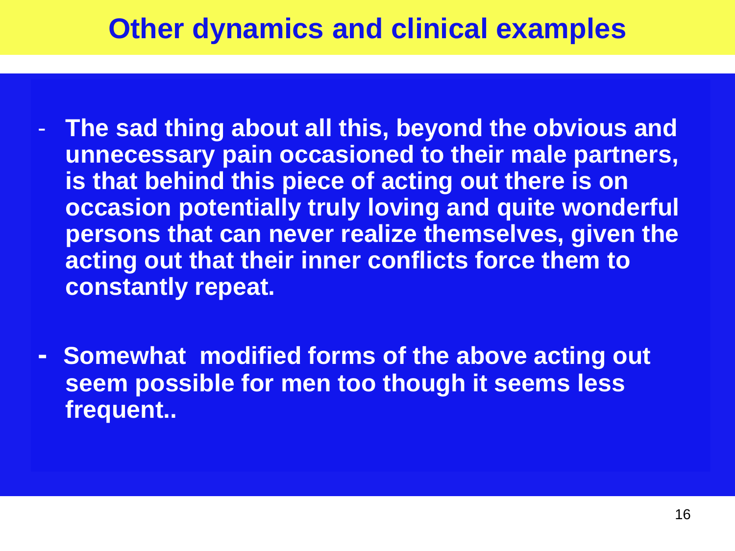# Other dynamics and clinical examples

- **The sad thing about all this, beyond the obvious and unnecessary pain occasioned to their male partners, is that behind this piece of acting out there is on occasion potentially truly loving and quite wonderful persons that can never realize themselves, given the acting out that their inner conflicts force them to constantly repeat.**

- **Somewhat modified forms of the above acting out seem possible for men too though it seems less frequent..**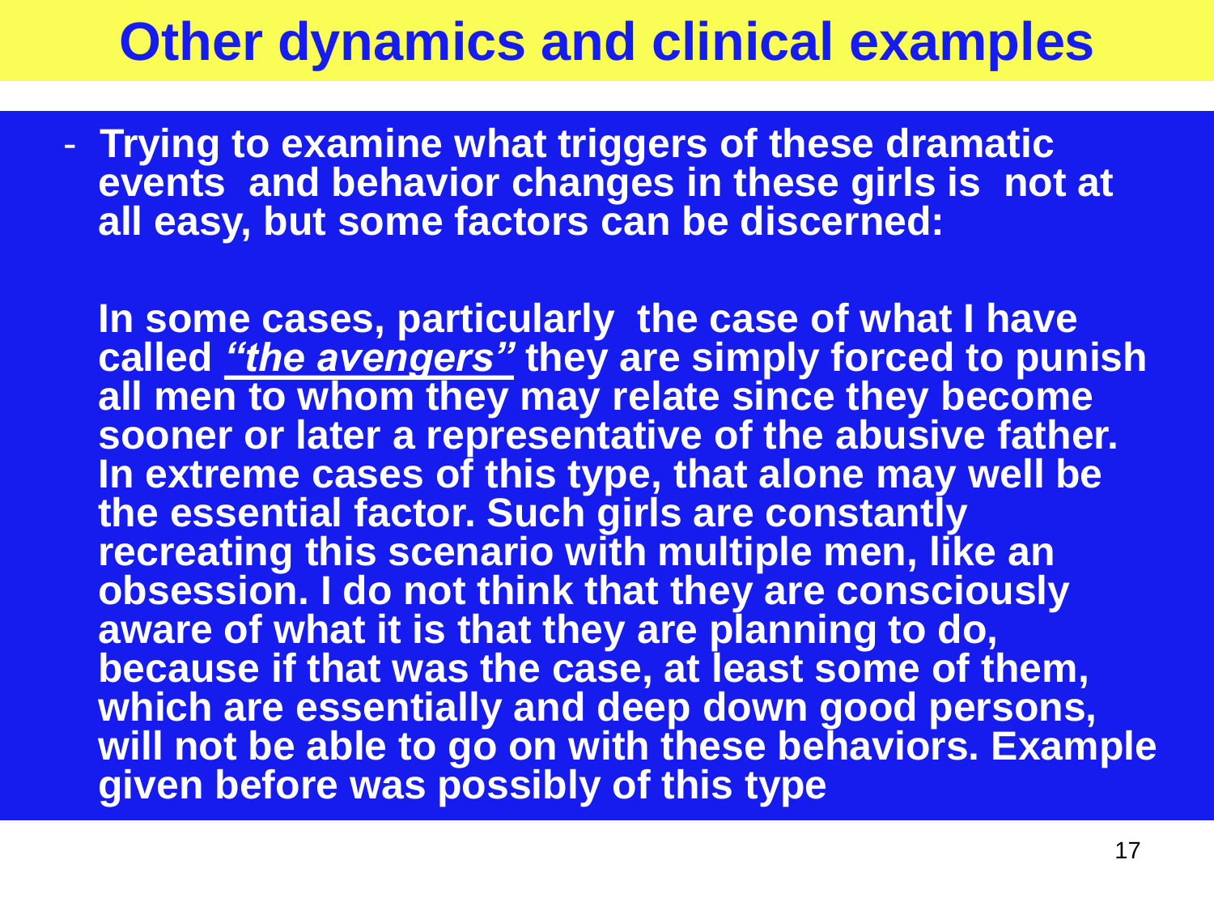# Other dynamics and clinical examples

- **Trying to examine what triggers of these dramatic events and behavior changes in these girls is not at all easy, but some factors can be discerned:**

**In some cases, particularly the case of what I have called *"the avengers"* they are simply forced to punish all men to whom they may relate since they become sooner or later a representative of the abusive father. In extreme cases of this type, that alone may well be the essential factor. Such girls are constantly recreating this scenario with multiple men, like an obsession. I do not think that they are consciously aware of what it is that they are planning to do, because if that was the case, at least some of them, which are essentially and deep down good persons, will not be able to go on with these behaviors. Example given before was possibly of this type**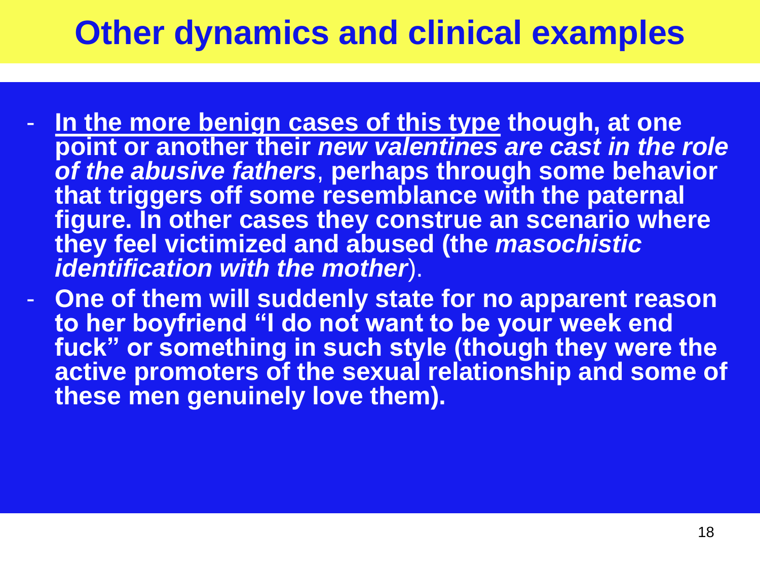# Other dynamics and clinical examples

- **<u>In the more benign cases of this type</u> though, at one point or another their *new valentines are cast in the role of the abusive fathers*, perhaps through some behavior that triggers off some resemblance with the paternal figure. In other cases they construe an scenario where they feel victimized and abused (the *masochistic identification with the mother*).**
- **One of them will suddenly state for no apparent reason to her boyfriend "I do not want to be your week end fuck" or something in such style (though they were the active promoters of the sexual relationship and some of these men genuinely love them).**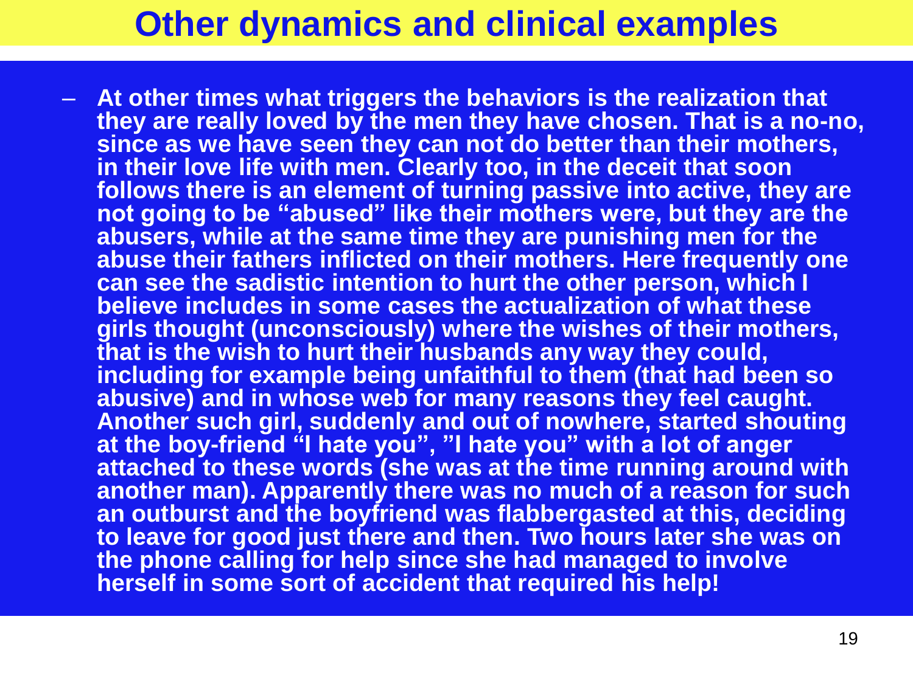# Other dynamics and clinical examples

- At other times what triggers the behaviors is the realization that they are really loved by the men they have chosen. That is a no-no, since as we have seen they can not do better than their mothers, in their love life with men. Clearly too, in the deceit that soon follows there is an element of turning passive into active, they are not going to be "abused" like their mothers were, but they are the abusers, while at the same time they are punishing men for the abuse their fathers inflicted on their mothers. Here frequently one can see the sadistic intention to hurt the other person, which I believe includes in some cases the actualization of what these girls thought (unconsciously) where the wishes of their mothers, that is the wish to hurt their husbands any way they could, including for example being unfaithful to them (that had been so abusive) and in whose web for many reasons they feel caught. Another such girl, suddenly and out of nowhere, started shouting at the boy-friend "I hate you", "I hate you" with a lot of anger attached to these words (she was at the time running around with another man). Apparently there was no much of a reason for such an outburst and the boyfriend was flabbergasted at this, deciding to leave for good just there and then. Two hours later she was on the phone calling for help since she had managed to involve herself in some sort of accident that required his help!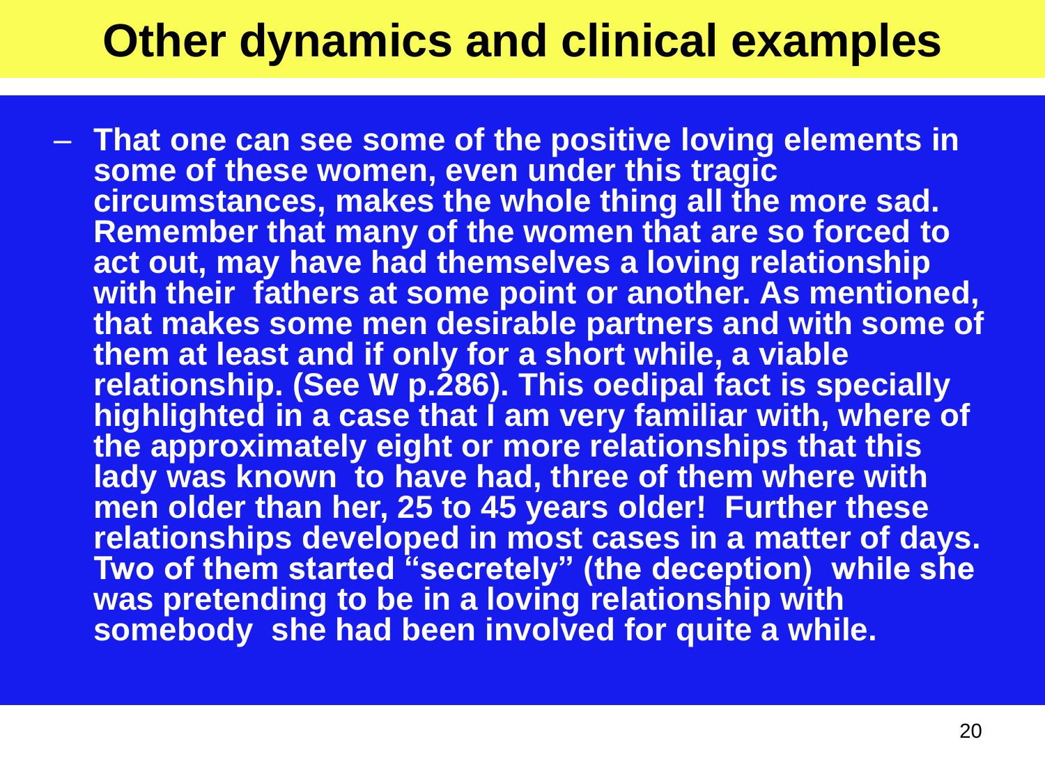# Other dynamics and clinical examples

- That one can see some of the positive loving elements in some of these women, even under this tragic circumstances, makes the whole thing all the more sad. Remember that many of the women that are so forced to act out, may have had themselves a loving relationship with their fathers at some point or another. As mentioned, that makes some men desirable partners and with some of them at least and if only for a short while, a viable relationship. (See W p.286). This oedipal fact is specially highlighted in a case that I am very familiar with, where of the approximately eight or more relationships that this lady was known to have had, three of them where with men older than her, 25 to 45 years older! Further these relationships developed in most cases in a matter of days. Two of them started "secretely" (the deception) while she was pretending to be in a loving relationship with somebody she had been involved for quite a while.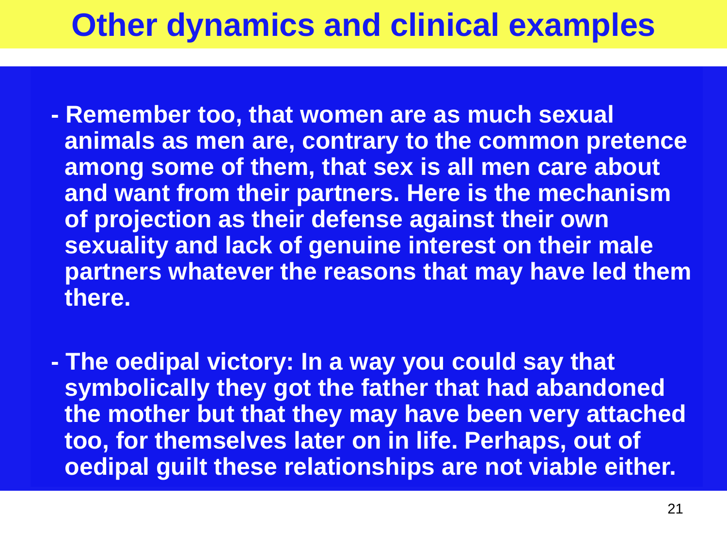# Other dynamics and clinical examples

- **Remember too, that women are as much sexual animals as men are, contrary to the common pretence among some of them, that sex is all men care about and want from their partners. Here is the mechanism of projection as their defense against their own sexuality and lack of genuine interest on their male partners whatever the reasons that may have led them there.**

- **The oedipal victory: In a way you could say that symbolically they got the father that had abandoned the mother but that they may have been very attached too, for themselves later on in life. Perhaps, out of oedipal guilt these relationships are not viable either.**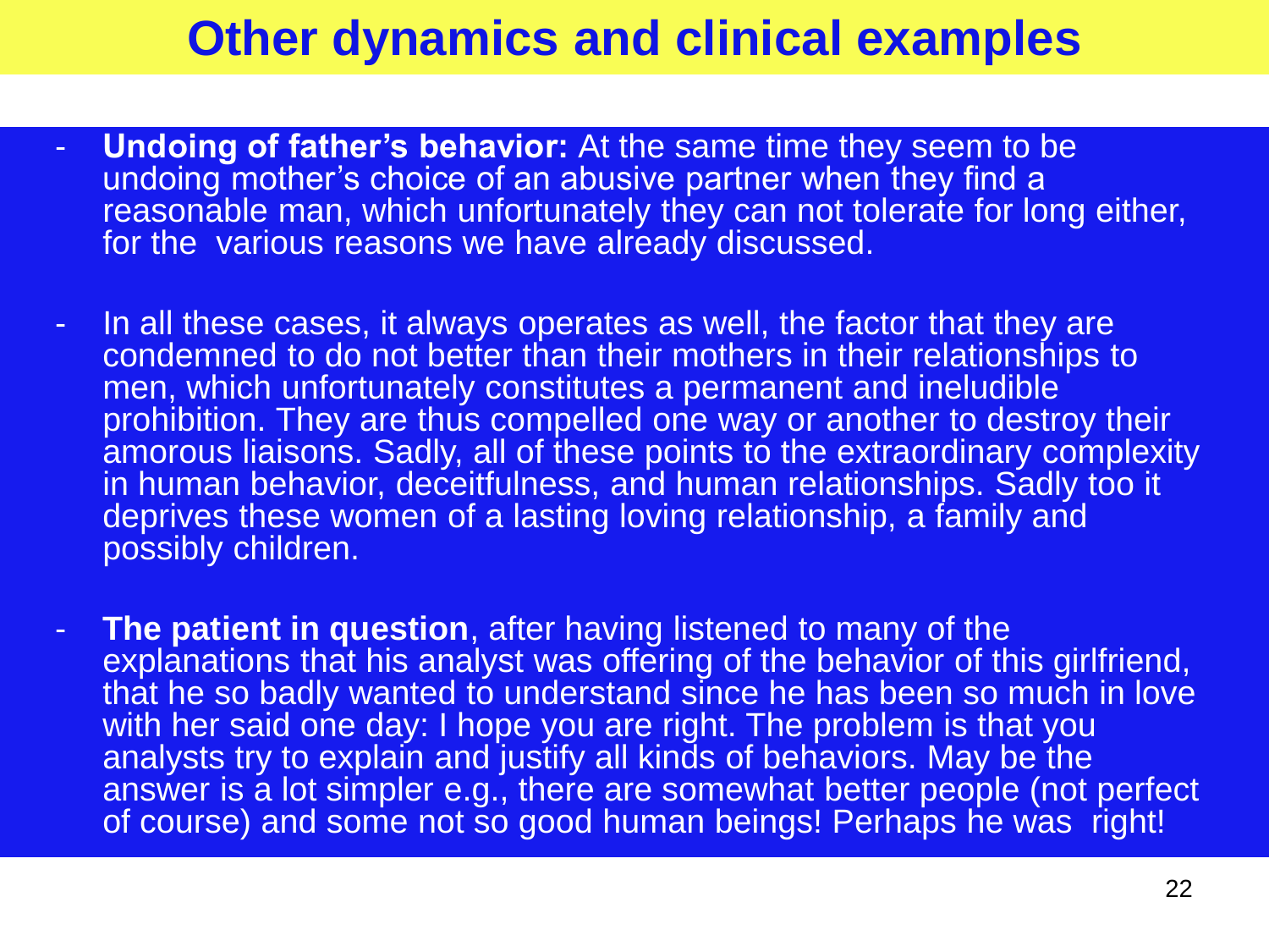# Other dynamics and clinical examples

- **Undoing of father's behavior:** At the same time they seem to be undoing mother's choice of an abusive partner when they find a reasonable man, which unfortunately they can not tolerate for long either, for the various reasons we have already discussed.

- In all these cases, it always operates as well, the factor that they are condemned to do not better than their mothers in their relationships to men, which unfortunately constitutes a permanent and ineludible prohibition. They are thus compelled one way or another to destroy their amorous liaisons. Sadly, all of these points to the extraordinary complexity in human behavior, deceitfulness, and human relationships. Sadly too it deprives these women of a lasting loving relationship, a family and possibly children.

- **The patient in question**, after having listened to many of the explanations that his analyst was offering of the behavior of this girlfriend, that he so badly wanted to understand since he has been so much in love with her said one day: I hope you are right. The problem is that you analysts try to explain and justify all kinds of behaviors. May be the answer is a lot simpler e.g., there are somewhat better people (not perfect of course) and some not so good human beings! Perhaps he was right!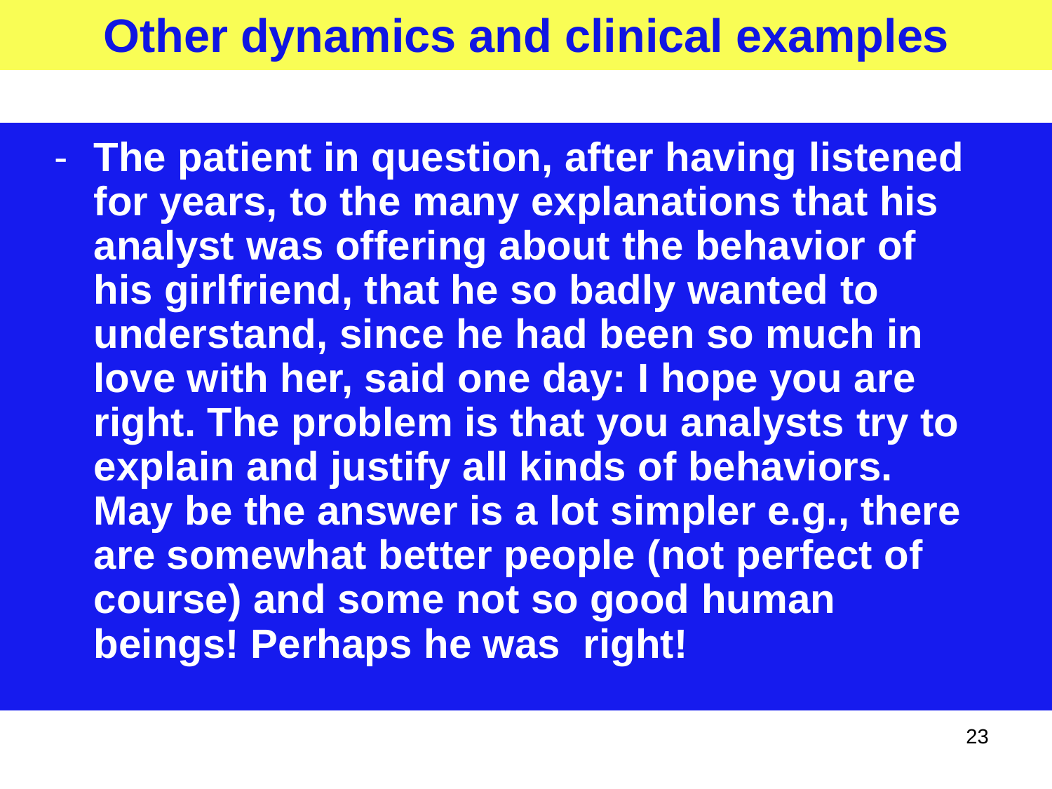# Other dynamics and clinical examples

- **The patient in question, after having listened for years, to the many explanations that his analyst was offering about the behavior of his girlfriend, that he so badly wanted to understand, since he had been so much in love with her, said one day: I hope you are right. The problem is that you analysts try to explain and justify all kinds of behaviors. May be the answer is a lot simpler e.g., there are somewhat better people (not perfect of course) and some not so good human beings! Perhaps he was right!**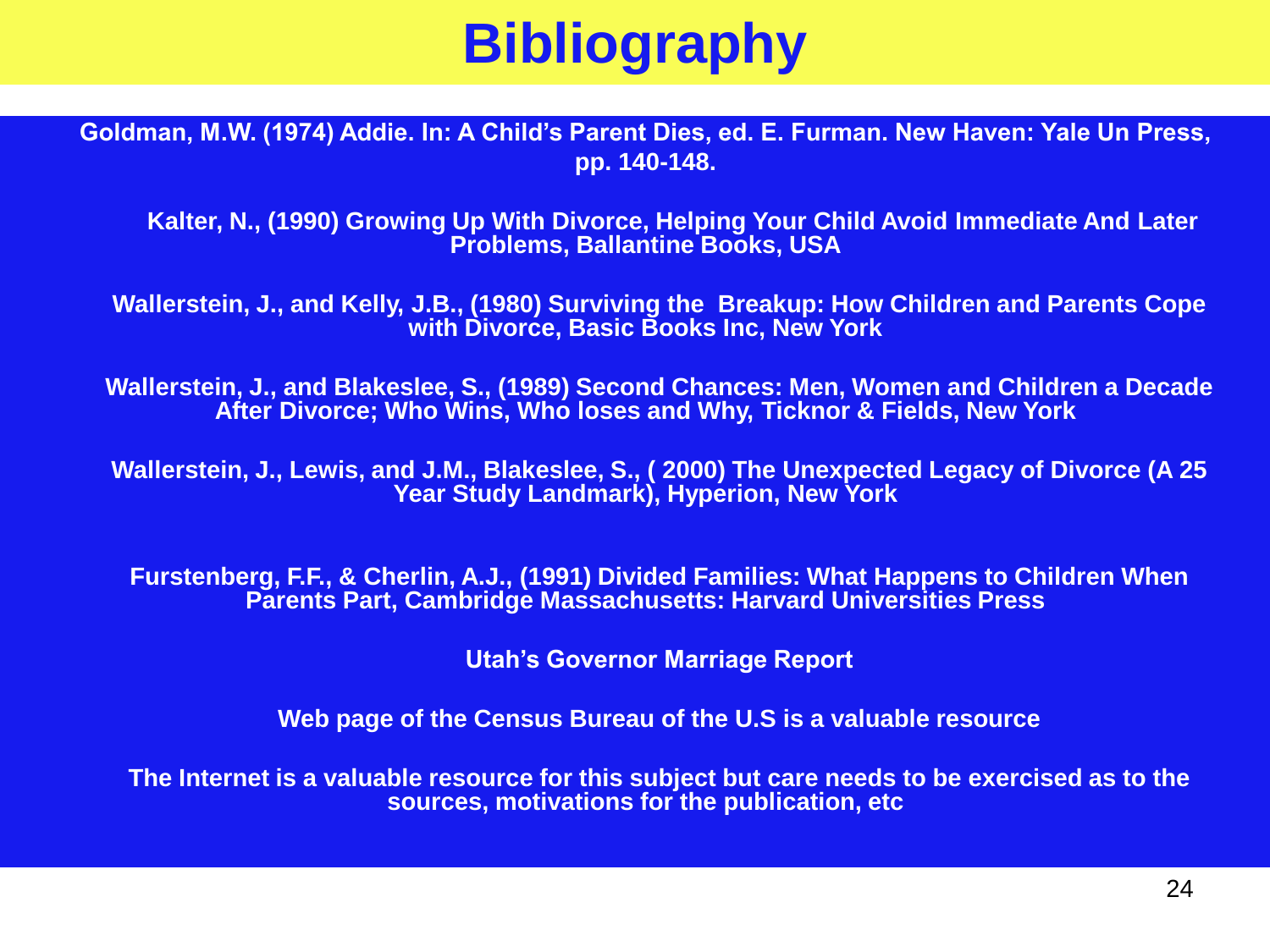# Bibliography

**Goldman, M.W. (1974) Addie. In: A Child's Parent Dies, ed. E. Furman. New Haven: Yale Un Press, pp. 140-148.**

**Kalter, N., (1990) Growing Up With Divorce, Helping Your Child Avoid Immediate And Later Problems, Ballantine Books, USA**

**Wallerstein, J., and Kelly, J.B., (1980) Surviving the Breakup: How Children and Parents Cope with Divorce, Basic Books Inc, New York**

**Wallerstein, J., and Blakeslee, S., (1989) Second Chances: Men, Women and Children a Decade After Divorce; Who Wins, Who loses and Why, Ticknor & Fields, New York**

**Wallerstein, J., Lewis, and J.M., Blakeslee, S., ( 2000) The Unexpected Legacy of Divorce (A 25 Year Study Landmark), Hyperion, New York**

**Furstenberg, F.F., & Cherlin, A.J., (1991) Divided Families: What Happens to Children When Parents Part, Cambridge Massachusetts: Harvard Universities Press**

**Utah's Governor Marriage Report**

**Web page of the Census Bureau of the U.S is a valuable resource**

**The Internet is a valuable resource for this subject but care needs to be exercised as to the sources, motivations for the publication, etc**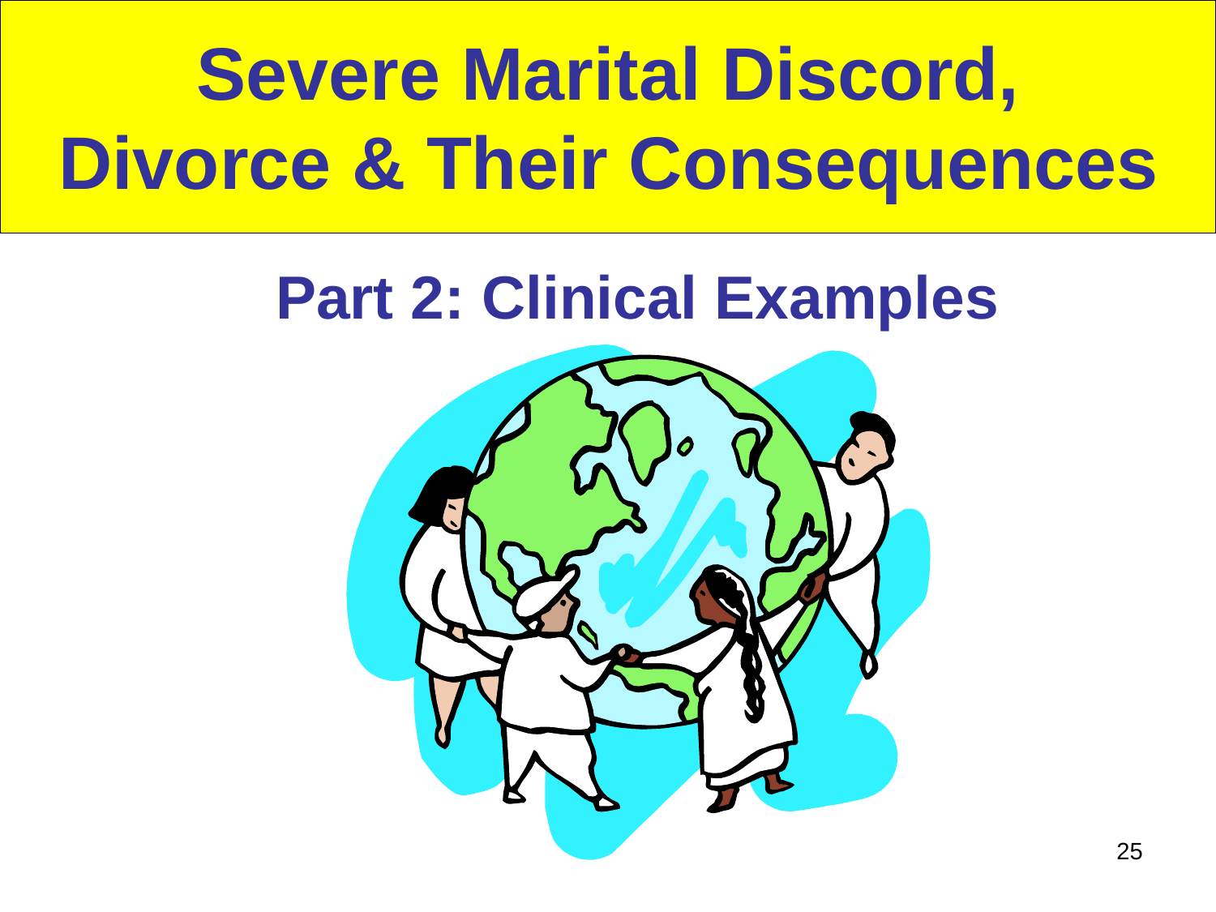# Severe Marital Discord, Divorce & Their Consequences

## Part 2: Clinical Examples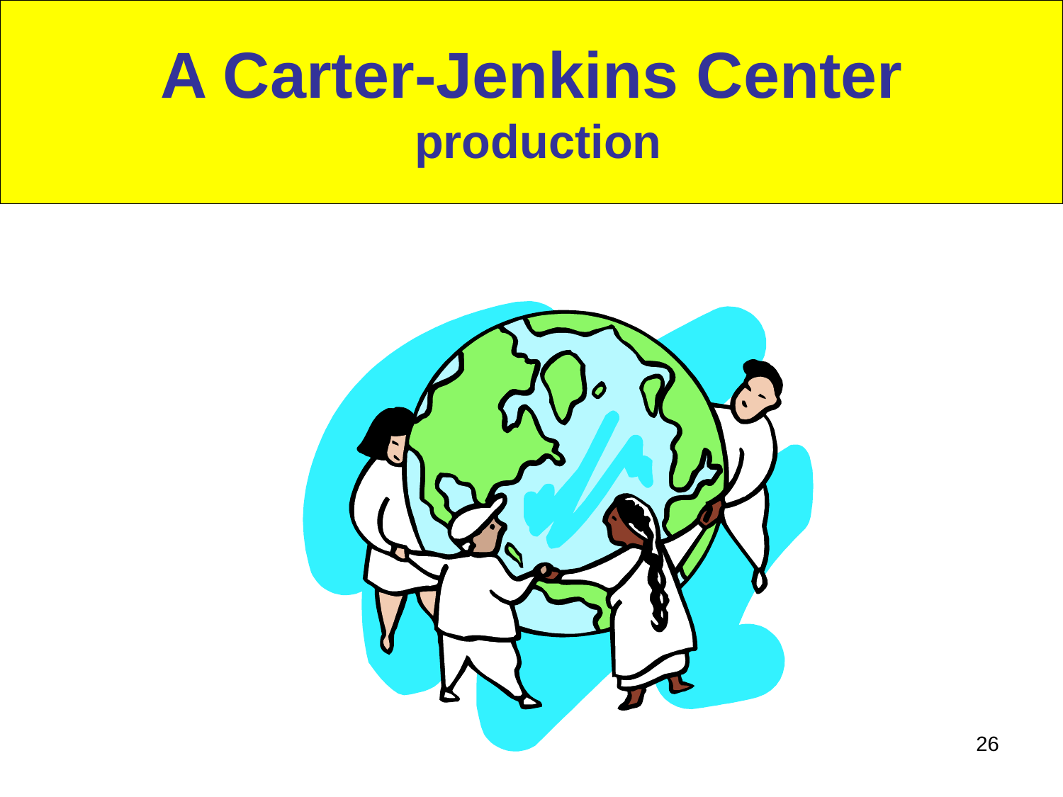# A Carter-Jenkins Center

**production**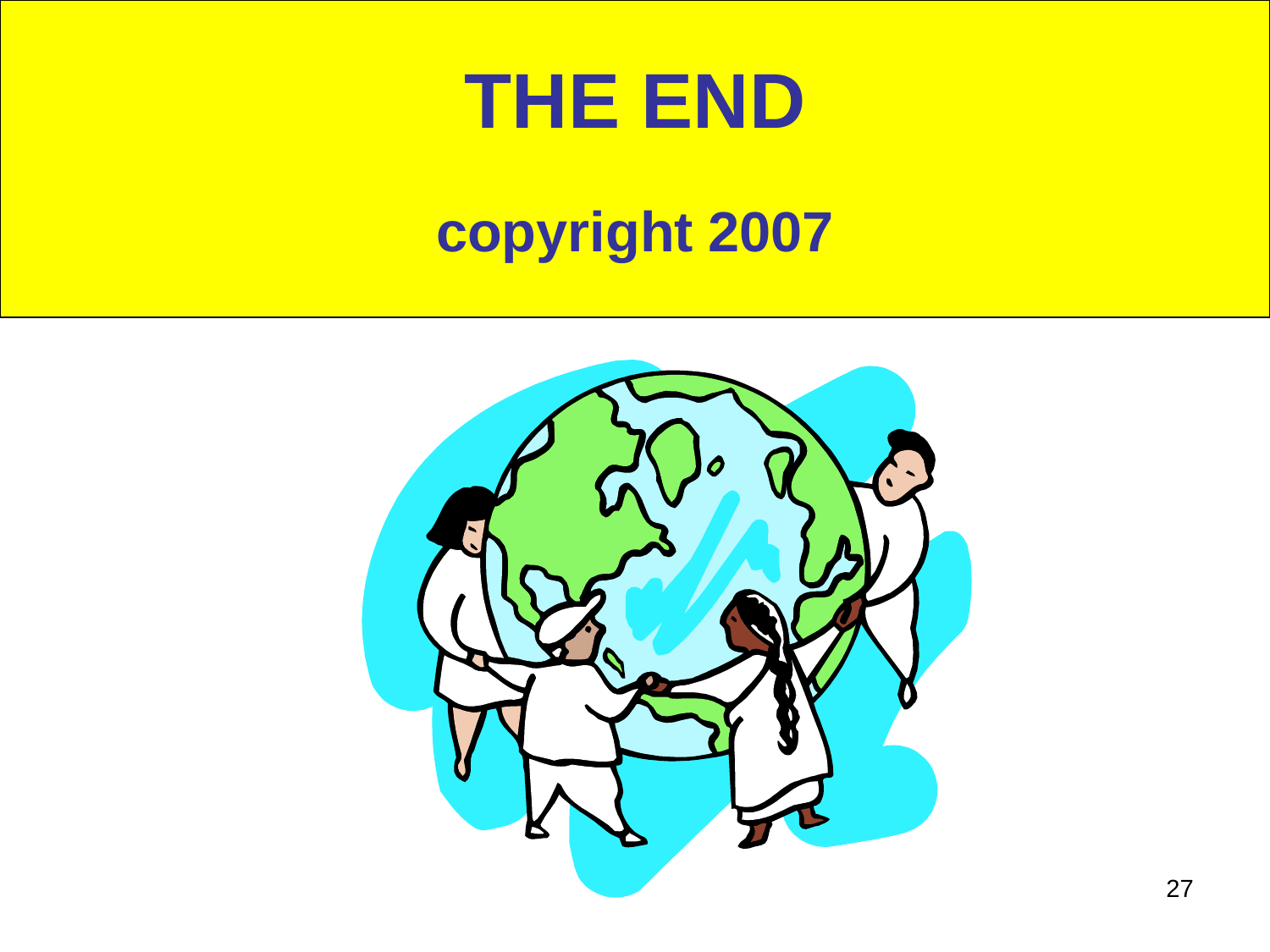# THE END

## copyright 2007